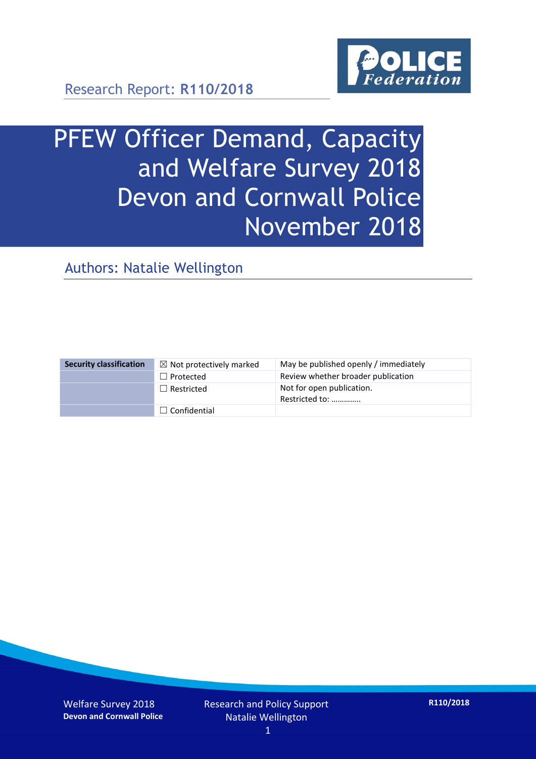Research Report: **R110/2018**

# PFEW Officer Demand, Capacity and Welfare Survey 2018 Devon and Cornwall Police November 2018

## Authors: Natalie Wellington

| Security classification | ☒ Not protectively marked | May be published openly / immediately |
|---|---|---|
| | ☐ Protected | Review whether broader publication |
| | ☐ Restricted | Not for open publication. Restricted to: ………….. |
| | ☐ Confidential | |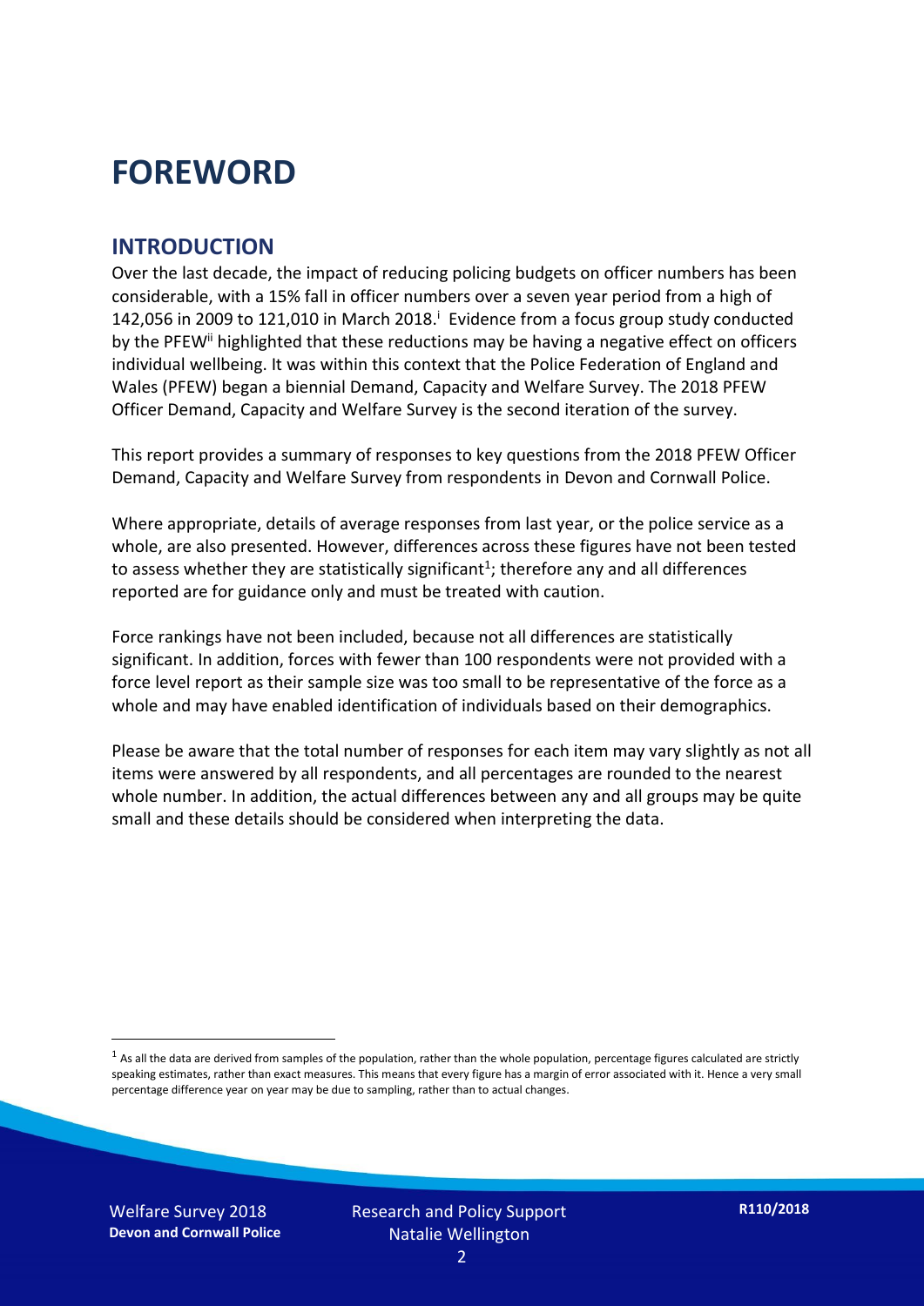# FOREWORD

## INTRODUCTION

Over the last decade, the impact of reducing policing budgets on officer numbers has been considerable, with a 15% fall in officer numbers over a seven year period from a high of 142,056 in 2009 to 121,010 in March 2018.[i] Evidence from a focus group study conducted by the PFEW[ii] highlighted that these reductions may be having a negative effect on officers individual wellbeing. It was within this context that the Police Federation of England and Wales (PFEW) began a biennial Demand, Capacity and Welfare Survey. The 2018 PFEW Officer Demand, Capacity and Welfare Survey is the second iteration of the survey.

This report provides a summary of responses to key questions from the 2018 PFEW Officer Demand, Capacity and Welfare Survey from respondents in Devon and Cornwall Police.

Where appropriate, details of average responses from last year, or the police service as a whole, are also presented. However, differences across these figures have not been tested to assess whether they are statistically significant[1]; therefore any and all differences reported are for guidance only and must be treated with caution.

Force rankings have not been included, because not all differences are statistically significant. In addition, forces with fewer than 100 respondents were not provided with a force level report as their sample size was too small to be representative of the force as a whole and may have enabled identification of individuals based on their demographics.

Please be aware that the total number of responses for each item may vary slightly as not all items were answered by all respondents, and all percentages are rounded to the nearest whole number. In addition, the actual differences between any and all groups may be quite small and these details should be considered when interpreting the data.

[1] As all the data are derived from samples of the population, rather than the whole population, percentage figures calculated are strictly speaking estimates, rather than exact measures. This means that every figure has a margin of error associated with it. Hence a very small percentage difference year on year may be due to sampling, rather than to actual changes.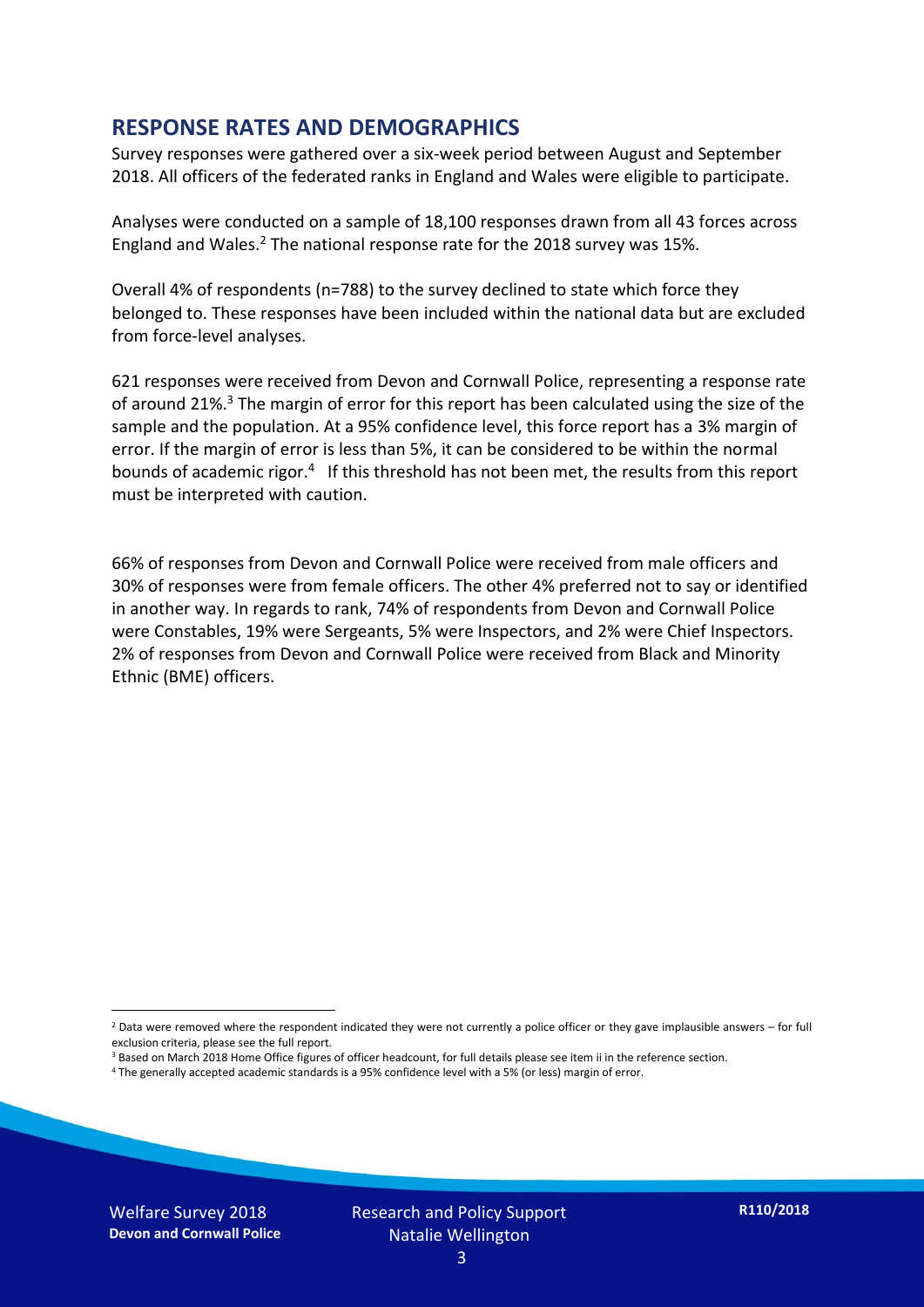## RESPONSE RATES AND DEMOGRAPHICS

Survey responses were gathered over a six-week period between August and September 2018. All officers of the federated ranks in England and Wales were eligible to participate.

Analyses were conducted on a sample of 18,100 responses drawn from all 43 forces across England and Wales.[2] The national response rate for the 2018 survey was 15%.

Overall 4% of respondents (n=788) to the survey declined to state which force they belonged to. These responses have been included within the national data but are excluded from force-level analyses.

621 responses were received from Devon and Cornwall Police, representing a response rate of around 21%.[3] The margin of error for this report has been calculated using the size of the sample and the population. At a 95% confidence level, this force report has a 3% margin of error. If the margin of error is less than 5%, it can be considered to be within the normal bounds of academic rigor.[4] If this threshold has not been met, the results from this report must be interpreted with caution.

66% of responses from Devon and Cornwall Police were received from male officers and 30% of responses were from female officers. The other 4% preferred not to say or identified in another way. In regards to rank, 74% of respondents from Devon and Cornwall Police were Constables, 19% were Sergeants, 5% were Inspectors, and 2% were Chief Inspectors. 2% of responses from Devon and Cornwall Police were received from Black and Minority Ethnic (BME) officers.

[2] Data were removed where the respondent indicated they were not currently a police officer or they gave implausible answers – for full exclusion criteria, please see the full report.

[3] Based on March 2018 Home Office figures of officer headcount, for full details please see item ii in the reference section.

[4] The generally accepted academic standards is a 95% confidence level with a 5% (or less) margin of error.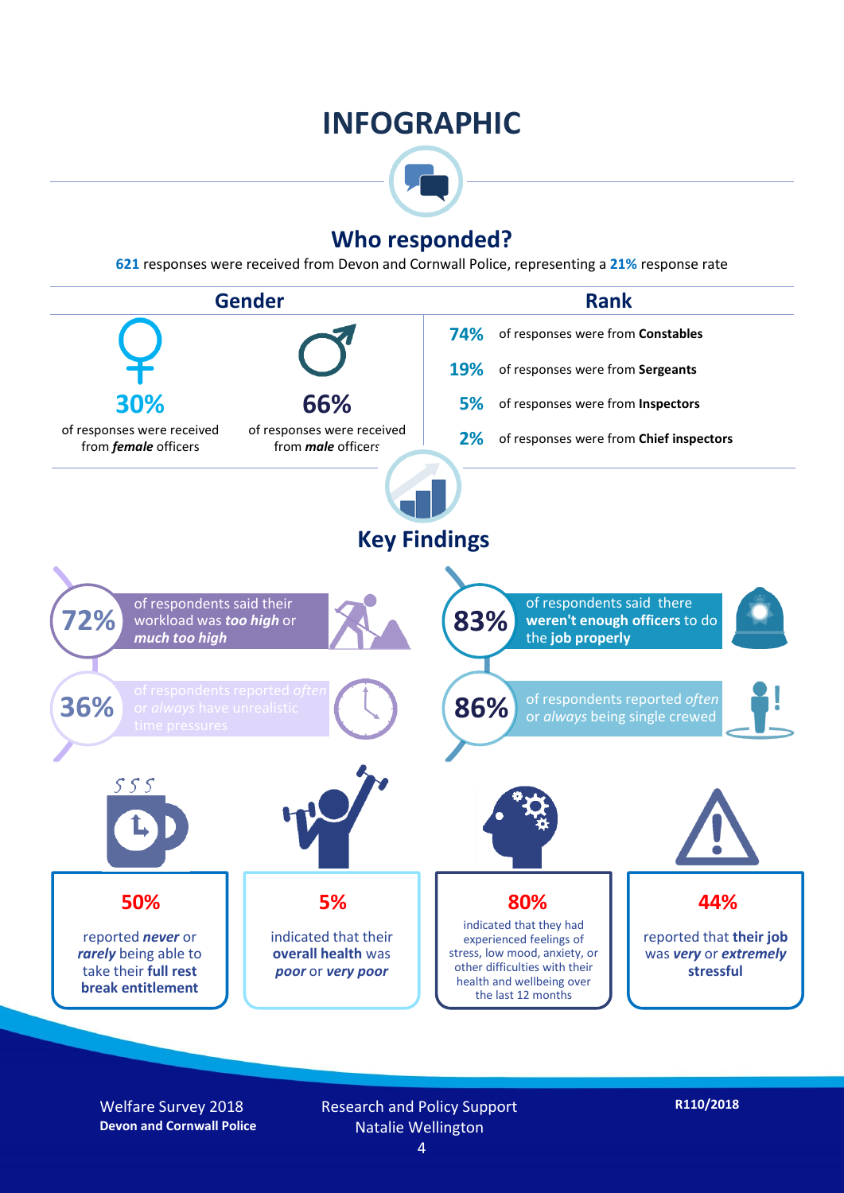# INFOGRAPHIC

## Who responded?

**621** responses were received from Devon and Cornwall Police, representing a **21%** response rate

### Gender

**30%** of responses were received from ***female*** officers

**66%** of responses were received from ***male*** officers

### Rank

**74%** of responses were from **Constables**

**19%** of responses were from **Sergeants**

**5%** of responses were from **Inspectors**

**2%** of responses were from **Chief inspectors**

## Key Findings

**72%** of respondents said their workload was ***too high*** or ***much too high***

**36%** of respondents reported *often* or *always* have unrealistic time pressures

**83%** of respondents said there **weren't enough officers** to do the **job properly**

**86%** of respondents reported *often* or *always* being single crewed

**50%** reported ***never*** or ***rarely*** being able to take their **full rest break entitlement**

**5%** indicated that their **overall health** was ***poor*** or ***very poor***

**80%** indicated that they had experienced feelings of stress, low mood, anxiety, or other difficulties with their health and wellbeing over the last 12 months

**44%** reported that **their job** was ***very*** or ***extremely*** **stressful**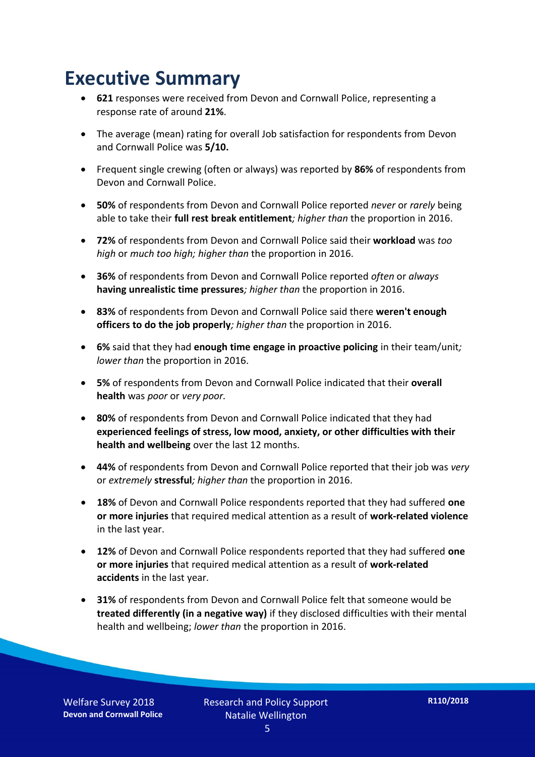# Executive Summary

- **621** responses were received from Devon and Cornwall Police, representing a response rate of around **21%**.
- The average (mean) rating for overall Job satisfaction for respondents from Devon and Cornwall Police was **5/10.**
- Frequent single crewing (often or always) was reported by **86%** of respondents from Devon and Cornwall Police.
- **50%** of respondents from Devon and Cornwall Police reported *never* or *rarely* being able to take their **full rest break entitlement***; higher than* the proportion in 2016.
- **72%** of respondents from Devon and Cornwall Police said their **workload** was *too high* or *much too high; higher than* the proportion in 2016.
- **36%** of respondents from Devon and Cornwall Police reported *often* or *always* **having unrealistic time pressures***; higher than* the proportion in 2016.
- **83%** of respondents from Devon and Cornwall Police said there **weren't enough officers to do the job properly***; higher than* the proportion in 2016.
- **6%** said that they had **enough time engage in proactive policing** in their team/unit*; lower than* the proportion in 2016.
- **5%** of respondents from Devon and Cornwall Police indicated that their **overall health** was *poor* or *very poor.*
- **80%** of respondents from Devon and Cornwall Police indicated that they had **experienced feelings of stress, low mood, anxiety, or other difficulties with their health and wellbeing** over the last 12 months.
- **44%** of respondents from Devon and Cornwall Police reported that their job was *very* or *extremely* **stressful***; higher than* the proportion in 2016.
- **18%** of Devon and Cornwall Police respondents reported that they had suffered **one or more injuries** that required medical attention as a result of **work-related violence** in the last year.
- **12%** of Devon and Cornwall Police respondents reported that they had suffered **one or more injuries** that required medical attention as a result of **work-related accidents** in the last year.
- **31%** of respondents from Devon and Cornwall Police felt that someone would be **treated differently (in a negative way)** if they disclosed difficulties with their mental health and wellbeing; *lower than* the proportion in 2016.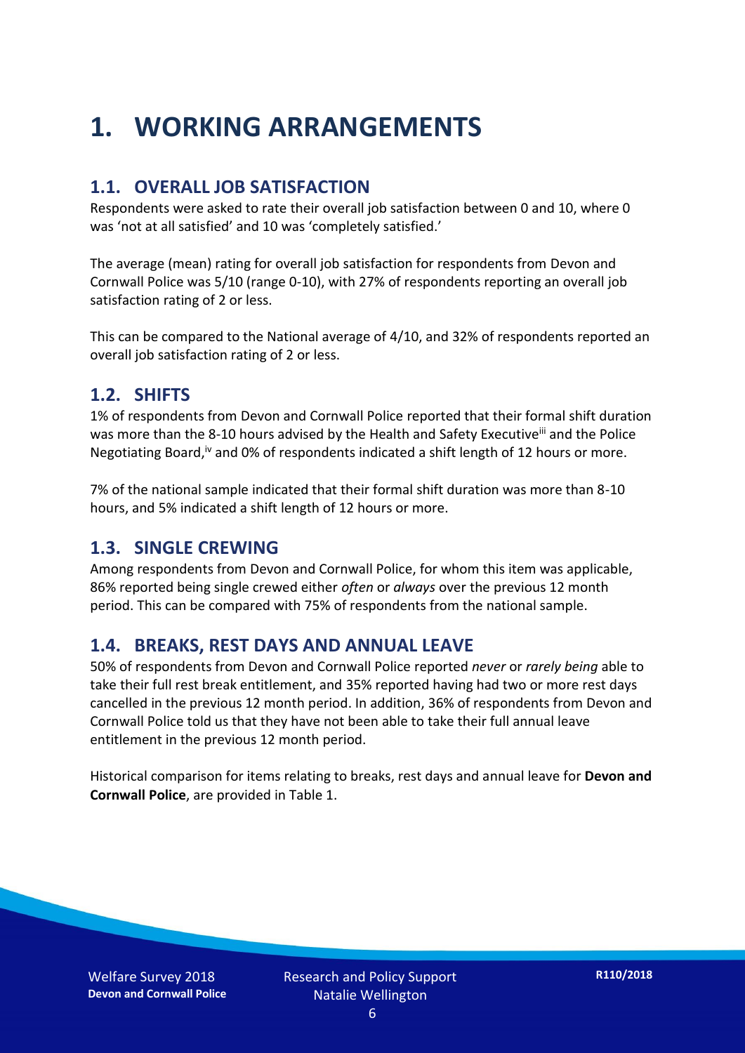# 1. WORKING ARRANGEMENTS

## 1.1. OVERALL JOB SATISFACTION

Respondents were asked to rate their overall job satisfaction between 0 and 10, where 0 was 'not at all satisfied' and 10 was 'completely satisfied.'

The average (mean) rating for overall job satisfaction for respondents from Devon and Cornwall Police was 5/10 (range 0-10), with 27% of respondents reporting an overall job satisfaction rating of 2 or less.

This can be compared to the National average of 4/10, and 32% of respondents reported an overall job satisfaction rating of 2 or less.

## 1.2. SHIFTS

1% of respondents from Devon and Cornwall Police reported that their formal shift duration was more than the 8-10 hours advised by the Health and Safety Executive[iii] and the Police Negotiating Board,[iv] and 0% of respondents indicated a shift length of 12 hours or more.

7% of the national sample indicated that their formal shift duration was more than 8-10 hours, and 5% indicated a shift length of 12 hours or more.

## 1.3. SINGLE CREWING

Among respondents from Devon and Cornwall Police, for whom this item was applicable, 86% reported being single crewed either *often* or *always* over the previous 12 month period. This can be compared with 75% of respondents from the national sample.

## 1.4. BREAKS, REST DAYS AND ANNUAL LEAVE

50% of respondents from Devon and Cornwall Police reported *never* or *rarely being* able to take their full rest break entitlement, and 35% reported having had two or more rest days cancelled in the previous 12 month period. In addition, 36% of respondents from Devon and Cornwall Police told us that they have not been able to take their full annual leave entitlement in the previous 12 month period.

Historical comparison for items relating to breaks, rest days and annual leave for **Devon and Cornwall Police**, are provided in Table 1.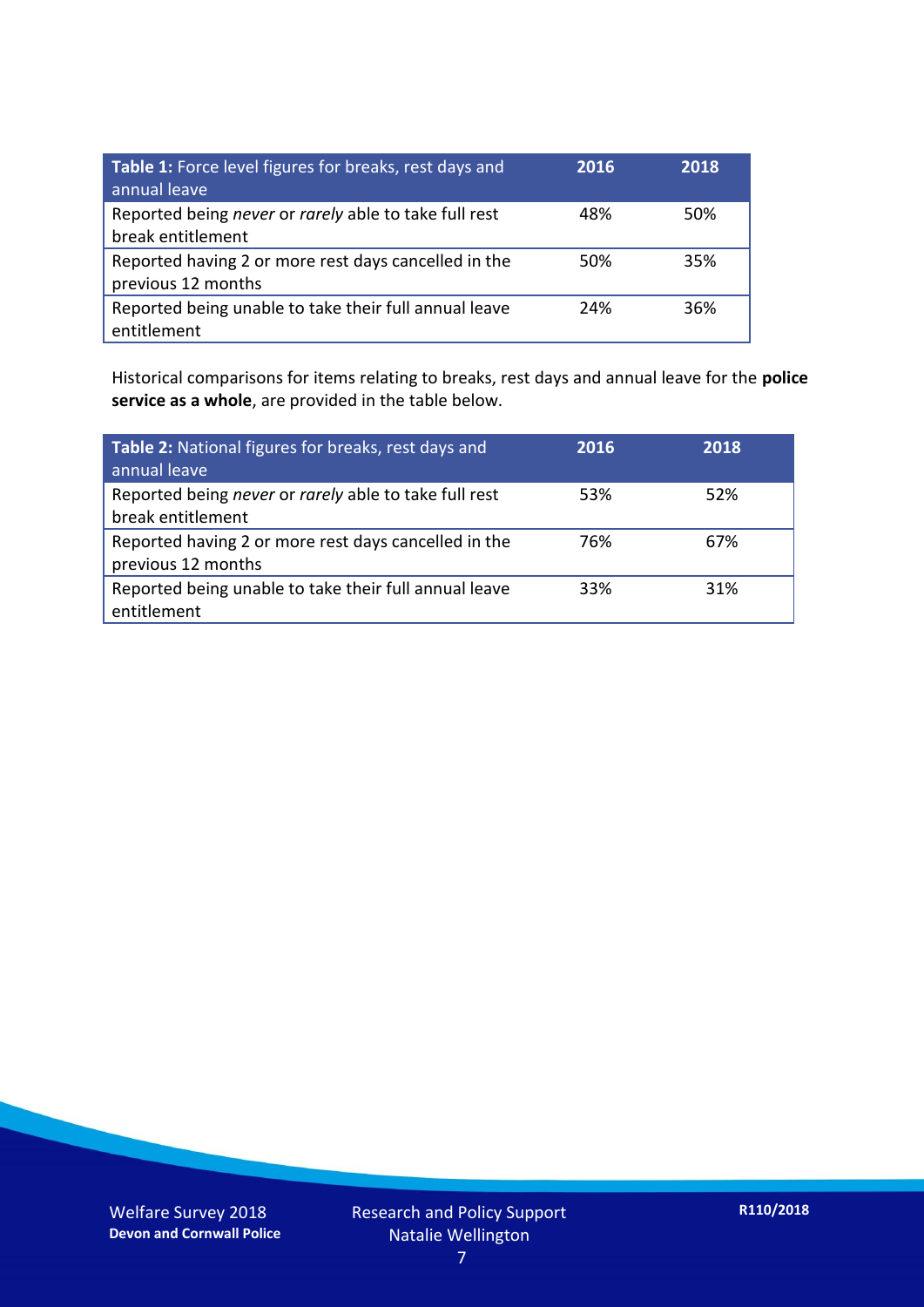| **Table 1:** Force level figures for breaks, rest days and annual leave | **2016** | **2018** |
|---|---|---|
| Reported being *never* or *rarely* able to take full rest break entitlement | 48% | 50% |
| Reported having 2 or more rest days cancelled in the previous 12 months | 50% | 35% |
| Reported being unable to take their full annual leave entitlement | 24% | 36% |

Historical comparisons for items relating to breaks, rest days and annual leave for the **police service as a whole**, are provided in the table below.

| **Table 2:** National figures for breaks, rest days and annual leave | **2016** | **2018** |
|---|---|---|
| Reported being *never* or *rarely* able to take full rest break entitlement | 53% | 52% |
| Reported having 2 or more rest days cancelled in the previous 12 months | 76% | 67% |
| Reported being unable to take their full annual leave entitlement | 33% | 31% |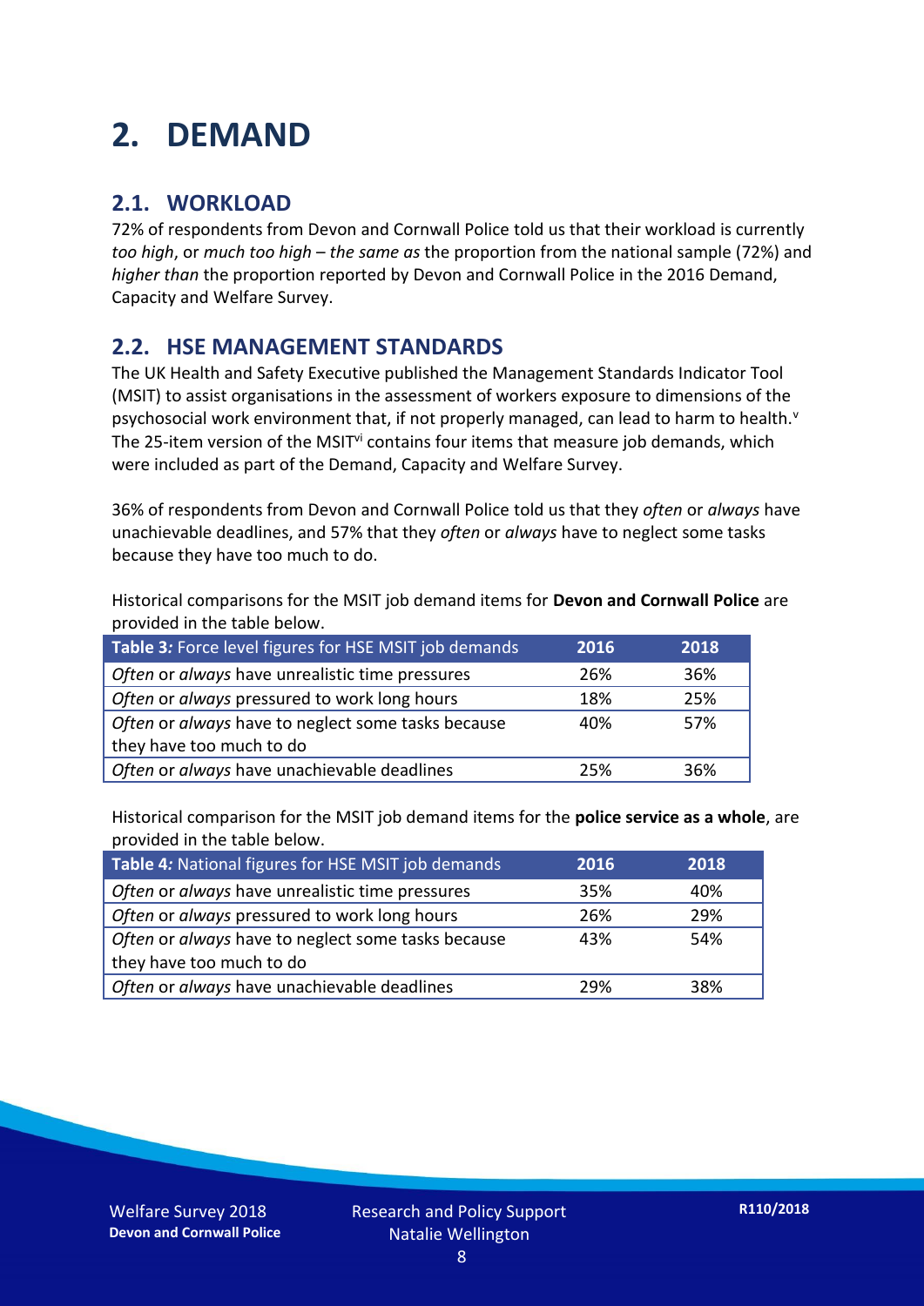# 2. DEMAND

## 2.1. WORKLOAD

72% of respondents from Devon and Cornwall Police told us that their workload is currently *too high*, or *much too high* – *the same as* the proportion from the national sample (72%) and *higher than* the proportion reported by Devon and Cornwall Police in the 2016 Demand, Capacity and Welfare Survey.

## 2.2. HSE MANAGEMENT STANDARDS

The UK Health and Safety Executive published the Management Standards Indicator Tool (MSIT) to assist organisations in the assessment of workers exposure to dimensions of the psychosocial work environment that, if not properly managed, can lead to harm to health.[v] The 25-item version of the MSIT[vi] contains four items that measure job demands, which were included as part of the Demand, Capacity and Welfare Survey.

36% of respondents from Devon and Cornwall Police told us that they *often* or *always* have unachievable deadlines, and 57% that they *often* or *always* have to neglect some tasks because they have too much to do.

Historical comparisons for the MSIT job demand items for **Devon and Cornwall Police** are provided in the table below.

| Table 3: Force level figures for HSE MSIT job demands | 2016 | 2018 |
|---|---|---|
| *Often* or *always* have unrealistic time pressures | 26% | 36% |
| *Often* or *always* pressured to work long hours | 18% | 25% |
| *Often* or *always* have to neglect some tasks because they have too much to do | 40% | 57% |
| *Often* or *always* have unachievable deadlines | 25% | 36% |

Historical comparison for the MSIT job demand items for the **police service as a whole**, are provided in the table below.

| Table 4: National figures for HSE MSIT job demands | 2016 | 2018 |
|---|---|---|
| *Often* or *always* have unrealistic time pressures | 35% | 40% |
| *Often* or *always* pressured to work long hours | 26% | 29% |
| *Often* or *always* have to neglect some tasks because they have too much to do | 43% | 54% |
| *Often* or *always* have unachievable deadlines | 29% | 38% |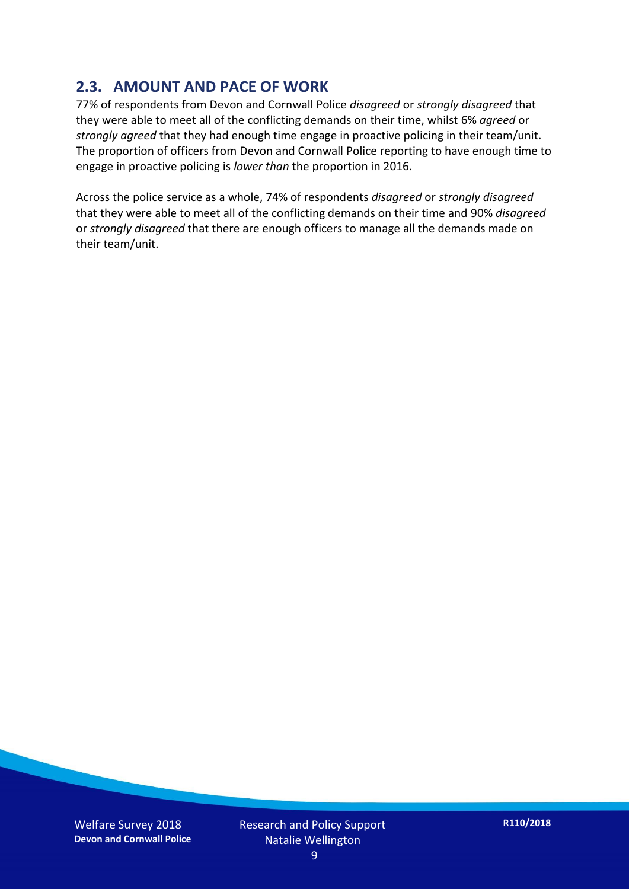## 2.3. AMOUNT AND PACE OF WORK

77% of respondents from Devon and Cornwall Police *disagreed* or *strongly disagreed* that they were able to meet all of the conflicting demands on their time, whilst 6% *agreed* or *strongly agreed* that they had enough time engage in proactive policing in their team/unit. The proportion of officers from Devon and Cornwall Police reporting to have enough time to engage in proactive policing is *lower than* the proportion in 2016.

Across the police service as a whole, 74% of respondents *disagreed* or *strongly disagreed* that they were able to meet all of the conflicting demands on their time and 90% *disagreed* or *strongly disagreed* that there are enough officers to manage all the demands made on their team/unit.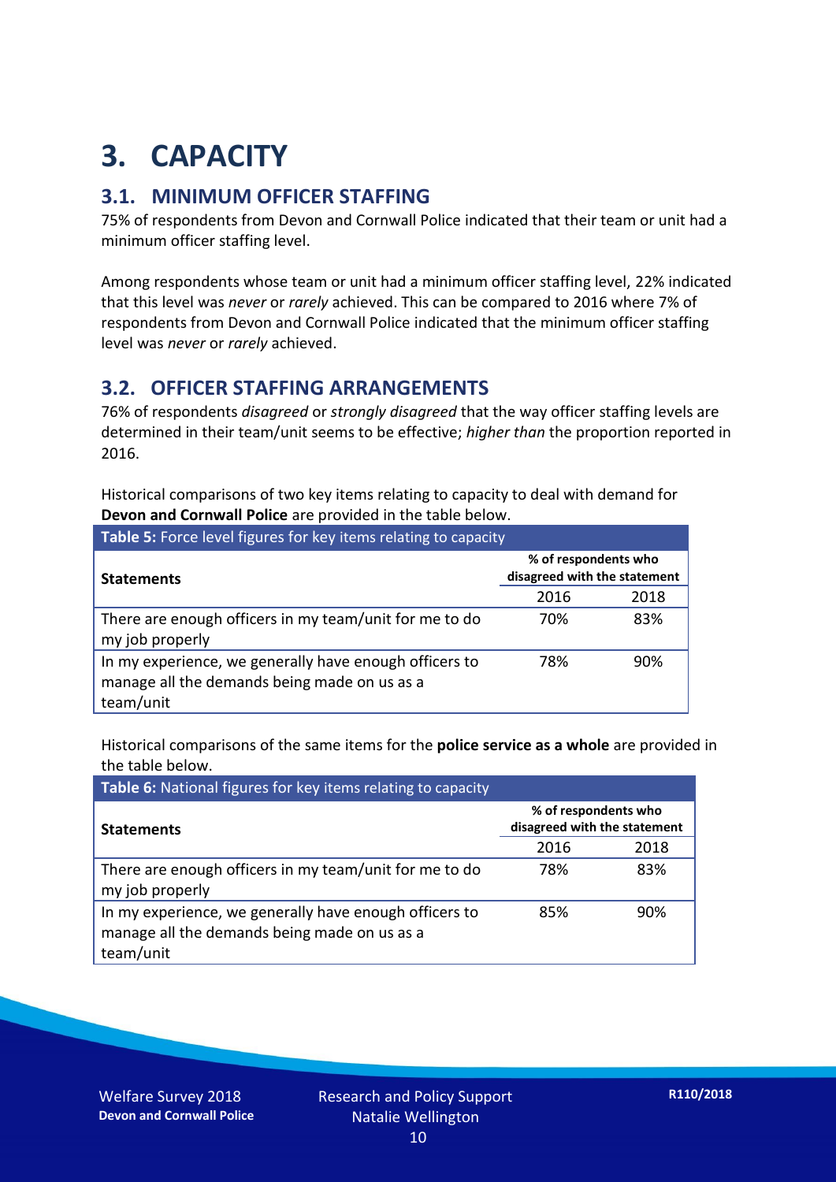# 3. CAPACITY

## 3.1. MINIMUM OFFICER STAFFING

75% of respondents from Devon and Cornwall Police indicated that their team or unit had a minimum officer staffing level.

Among respondents whose team or unit had a minimum officer staffing level, 22% indicated that this level was *never* or *rarely* achieved. This can be compared to 2016 where 7% of respondents from Devon and Cornwall Police indicated that the minimum officer staffing level was *never* or *rarely* achieved.

## 3.2. OFFICER STAFFING ARRANGEMENTS

76% of respondents *disagreed* or *strongly disagreed* that the way officer staffing levels are determined in their team/unit seems to be effective; *higher than* the proportion reported in 2016.

Historical comparisons of two key items relating to capacity to deal with demand for **Devon and Cornwall Police** are provided in the table below.

**Table 5:** Force level figures for key items relating to capacity

| Statements | % of respondents who disagreed with the statement | |
|---|---|---|
| | 2016 | 2018 |
| There are enough officers in my team/unit for me to do my job properly | 70% | 83% |
| In my experience, we generally have enough officers to manage all the demands being made on us as a team/unit | 78% | 90% |

Historical comparisons of the same items for the **police service as a whole** are provided in the table below.

**Table 6:** National figures for key items relating to capacity

| Statements | % of respondents who disagreed with the statement | |
|---|---|---|
| | 2016 | 2018 |
| There are enough officers in my team/unit for me to do my job properly | 78% | 83% |
| In my experience, we generally have enough officers to manage all the demands being made on us as a team/unit | 85% | 90% |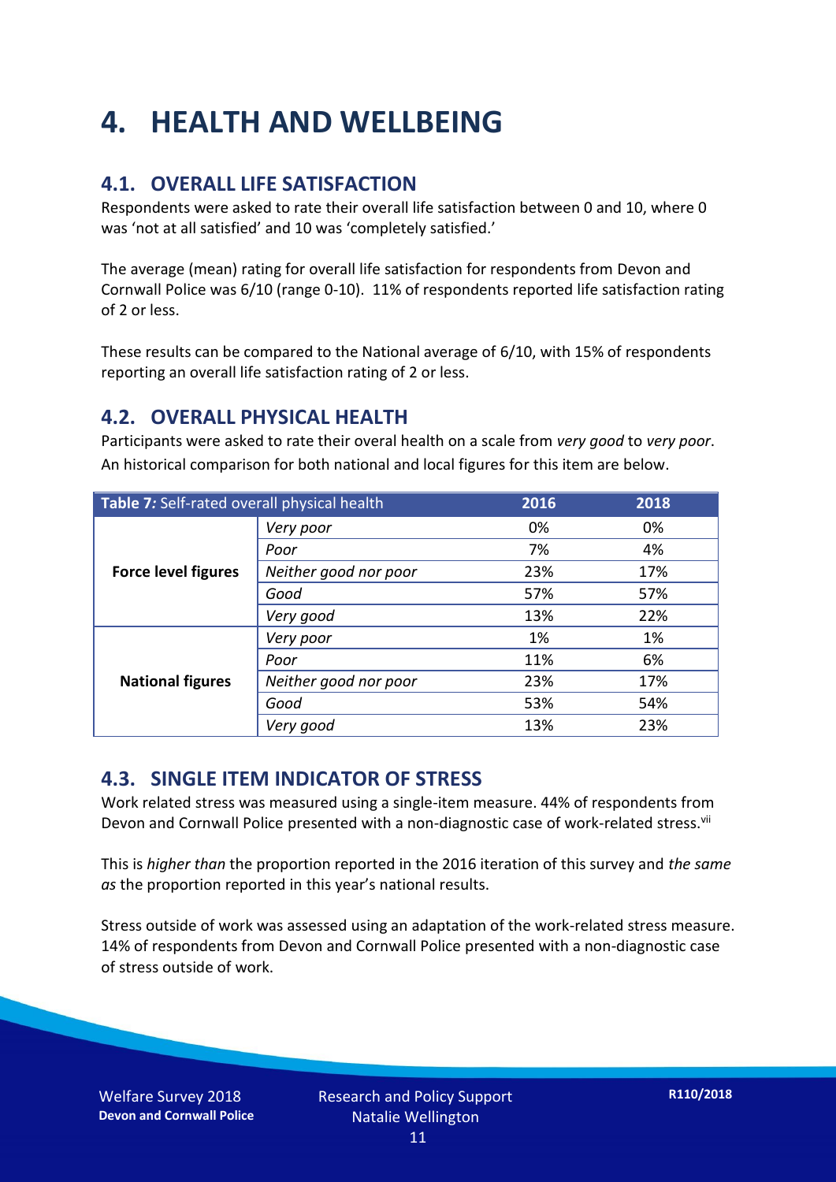# 4. HEALTH AND WELLBEING

## 4.1. OVERALL LIFE SATISFACTION

Respondents were asked to rate their overall life satisfaction between 0 and 10, where 0 was 'not at all satisfied' and 10 was 'completely satisfied.'

The average (mean) rating for overall life satisfaction for respondents from Devon and Cornwall Police was 6/10 (range 0-10). 11% of respondents reported life satisfaction rating of 2 or less.

These results can be compared to the National average of 6/10, with 15% of respondents reporting an overall life satisfaction rating of 2 or less.

## 4.2. OVERALL PHYSICAL HEALTH

Participants were asked to rate their overal health on a scale from *very good* to *very poor*. An historical comparison for both national and local figures for this item are below.

| **Table 7:** Self-rated overall physical health | | 2016 | 2018 |
|---|---|---|---|
| **Force level figures** | *Very poor* | 0% | 0% |
| | *Poor* | 7% | 4% |
| | *Neither good nor poor* | 23% | 17% |
| | *Good* | 57% | 57% |
| | *Very good* | 13% | 22% |
| **National figures** | *Very poor* | 1% | 1% |
| | *Poor* | 11% | 6% |
| | *Neither good nor poor* | 23% | 17% |
| | *Good* | 53% | 54% |
| | *Very good* | 13% | 23% |

## 4.3. SINGLE ITEM INDICATOR OF STRESS

Work related stress was measured using a single-item measure. 44% of respondents from Devon and Cornwall Police presented with a non-diagnostic case of work-related stress.[vii]

This is *higher than* the proportion reported in the 2016 iteration of this survey and *the same as* the proportion reported in this year's national results.

Stress outside of work was assessed using an adaptation of the work-related stress measure. 14% of respondents from Devon and Cornwall Police presented with a non-diagnostic case of stress outside of work.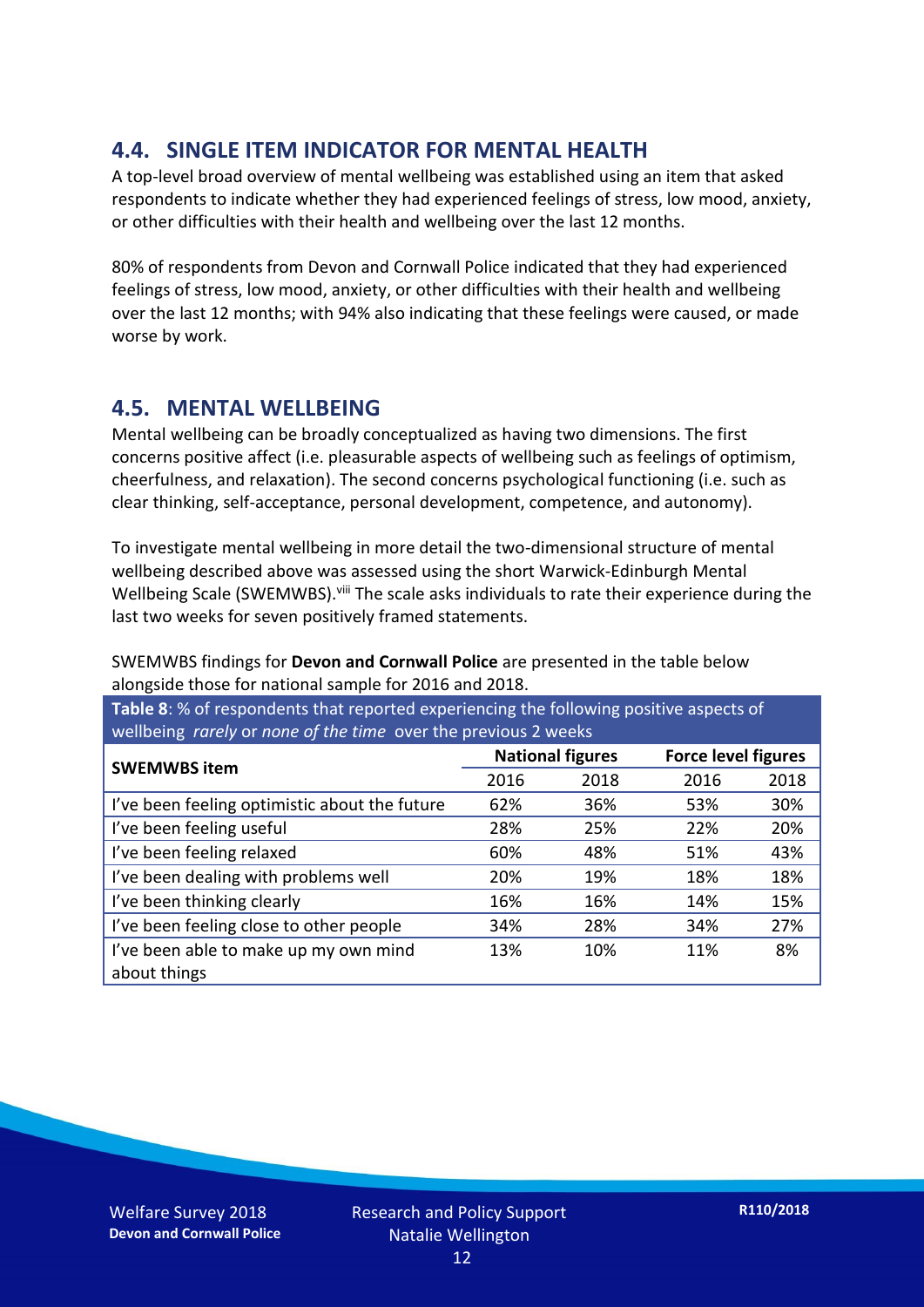## 4.4. SINGLE ITEM INDICATOR FOR MENTAL HEALTH

A top-level broad overview of mental wellbeing was established using an item that asked respondents to indicate whether they had experienced feelings of stress, low mood, anxiety, or other difficulties with their health and wellbeing over the last 12 months.

80% of respondents from Devon and Cornwall Police indicated that they had experienced feelings of stress, low mood, anxiety, or other difficulties with their health and wellbeing over the last 12 months; with 94% also indicating that these feelings were caused, or made worse by work.

## 4.5. MENTAL WELLBEING

Mental wellbeing can be broadly conceptualized as having two dimensions. The first concerns positive affect (i.e. pleasurable aspects of wellbeing such as feelings of optimism, cheerfulness, and relaxation). The second concerns psychological functioning (i.e. such as clear thinking, self-acceptance, personal development, competence, and autonomy).

To investigate mental wellbeing in more detail the two-dimensional structure of mental wellbeing described above was assessed using the short Warwick-Edinburgh Mental Wellbeing Scale (SWEMWBS).[viii] The scale asks individuals to rate their experience during the last two weeks for seven positively framed statements.

SWEMWBS findings for **Devon and Cornwall Police** are presented in the table below alongside those for national sample for 2016 and 2018.

**Table 8**: % of respondents that reported experiencing the following positive aspects of wellbeing *rarely* or *none of the time* over the previous 2 weeks

| SWEMWBS item | National figures | | Force level figures | |
|---|---|---|---|---|
| | 2016 | 2018 | 2016 | 2018 |
| I've been feeling optimistic about the future | 62% | 36% | 53% | 30% |
| I've been feeling useful | 28% | 25% | 22% | 20% |
| I've been feeling relaxed | 60% | 48% | 51% | 43% |
| I've been dealing with problems well | 20% | 19% | 18% | 18% |
| I've been thinking clearly | 16% | 16% | 14% | 15% |
| I've been feeling close to other people | 34% | 28% | 34% | 27% |
| I've been able to make up my own mind about things | 13% | 10% | 11% | 8% |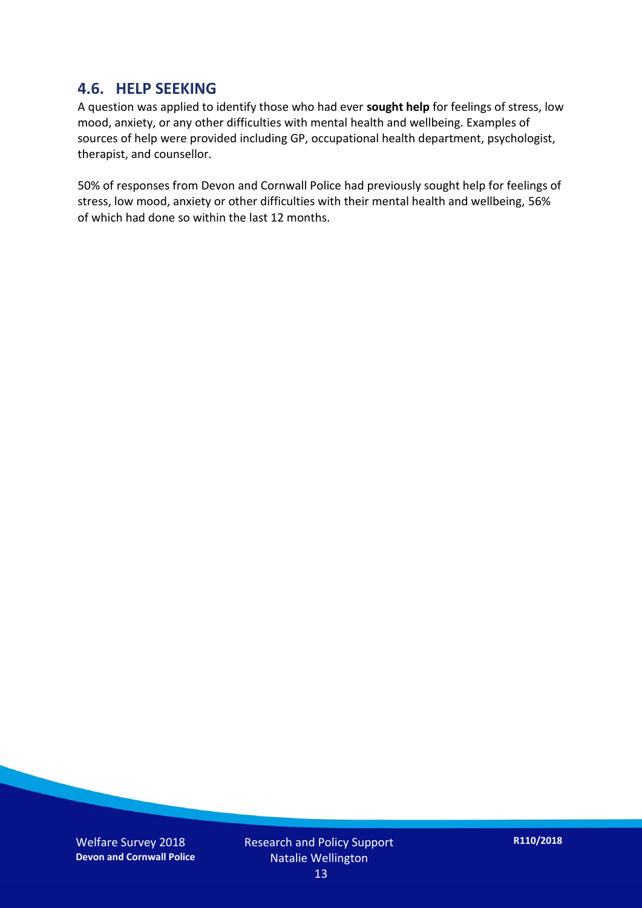## 4.6. HELP SEEKING

A question was applied to identify those who had ever **sought help** for feelings of stress, low mood, anxiety, or any other difficulties with mental health and wellbeing. Examples of sources of help were provided including GP, occupational health department, psychologist, therapist, and counsellor.

50% of responses from Devon and Cornwall Police had previously sought help for feelings of stress, low mood, anxiety or other difficulties with their mental health and wellbeing, 56% of which had done so within the last 12 months.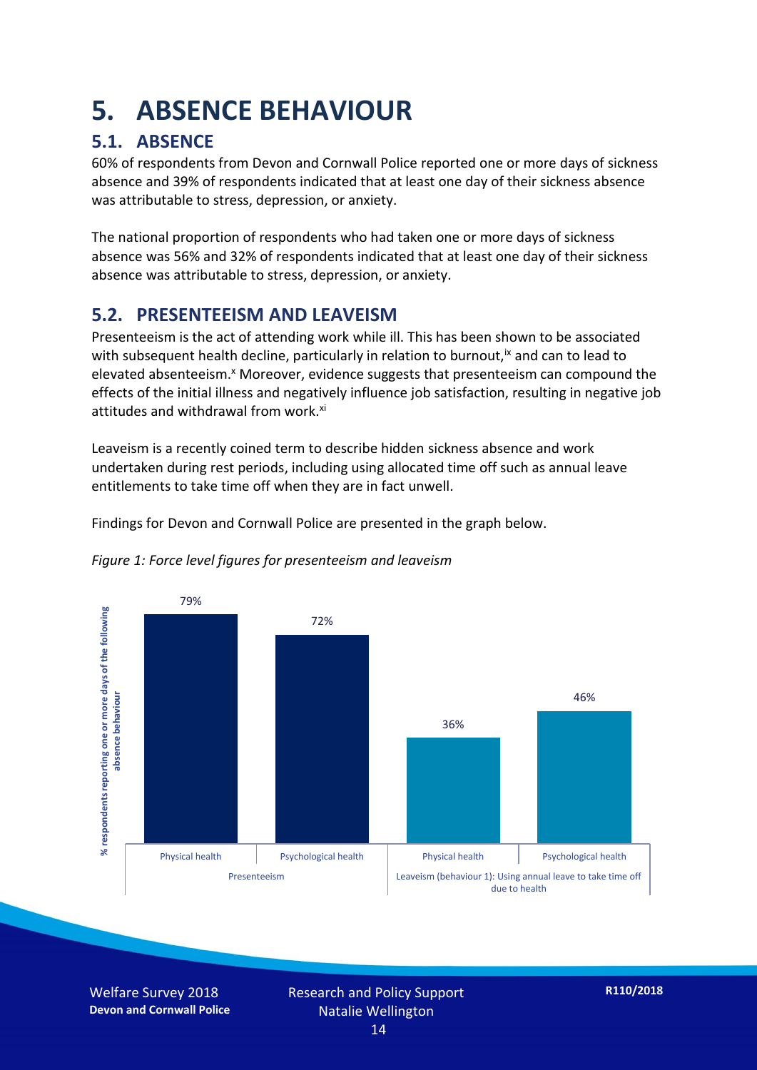# 5. ABSENCE BEHAVIOUR

## 5.1. ABSENCE

60% of respondents from Devon and Cornwall Police reported one or more days of sickness absence and 39% of respondents indicated that at least one day of their sickness absence was attributable to stress, depression, or anxiety.

The national proportion of respondents who had taken one or more days of sickness absence was 56% and 32% of respondents indicated that at least one day of their sickness absence was attributable to stress, depression, or anxiety.

## 5.2. PRESENTEEISM AND LEAVEISM

Presenteeism is the act of attending work while ill. This has been shown to be associated with subsequent health decline, particularly in relation to burnout,[ix] and can to lead to elevated absenteeism.[x] Moreover, evidence suggests that presenteeism can compound the effects of the initial illness and negatively influence job satisfaction, resulting in negative job attitudes and withdrawal from work.[xi]

Leaveism is a recently coined term to describe hidden sickness absence and work undertaken during rest periods, including using allocated time off such as annual leave entitlements to take time off when they are in fact unwell.

Findings for Devon and Cornwall Police are presented in the graph below.

*Figure 1: Force level figures for presenteeism and leaveism*

| | Presenteeism | | Leaveism (behaviour 1): Using annual leave to take time off due to health | |
|---|---|---|---|---|
| | Physical health | Psychological health | Physical health | Psychological health |
| % respondents reporting one or more days of the following absence behaviour | 79% | 72% | 36% | 46% |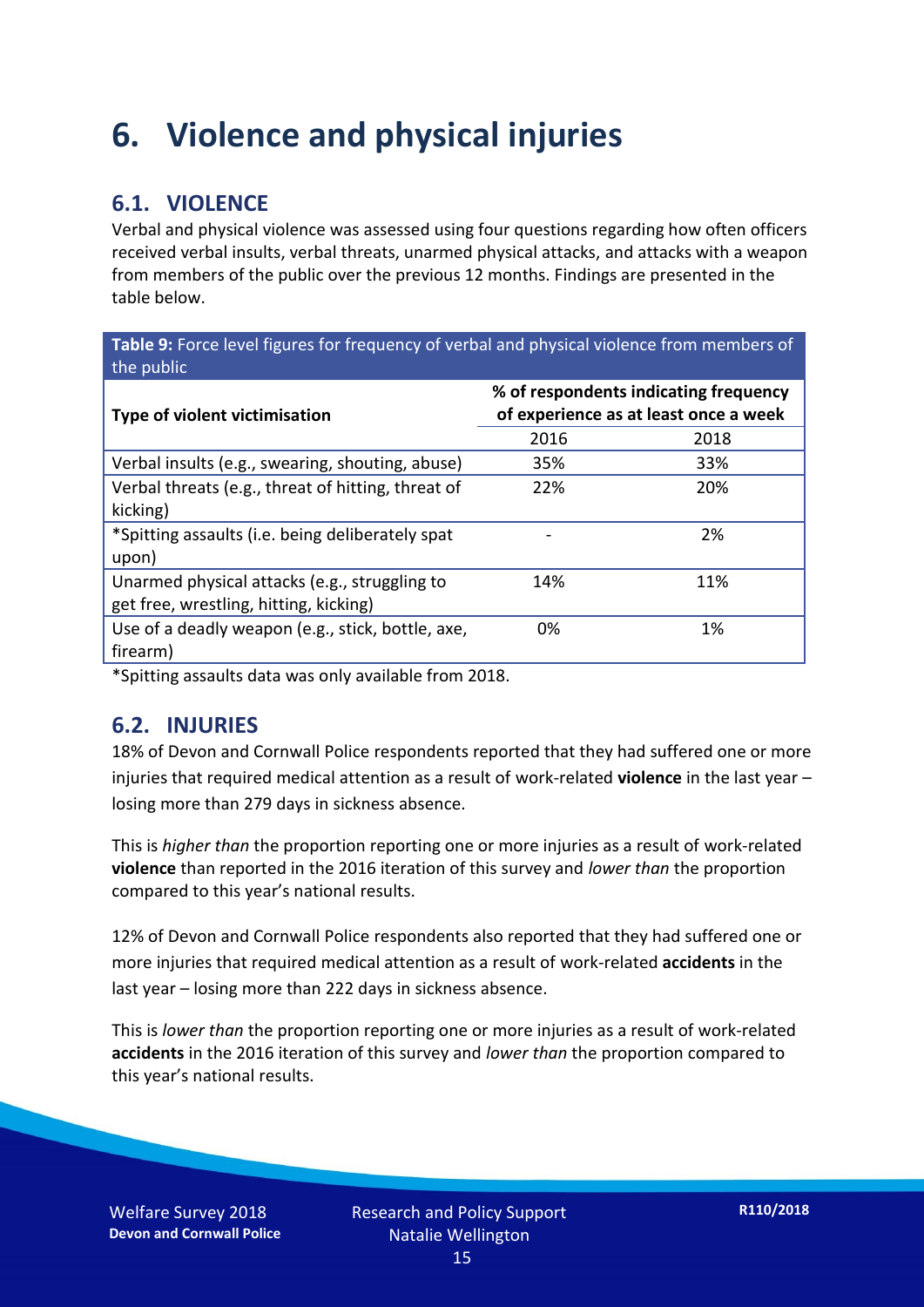# 6. Violence and physical injuries

## 6.1. VIOLENCE

Verbal and physical violence was assessed using four questions regarding how often officers received verbal insults, verbal threats, unarmed physical attacks, and attacks with a weapon from members of the public over the previous 12 months. Findings are presented in the table below.

**Table 9:** Force level figures for frequency of verbal and physical violence from members of the public

| Type of violent victimisation | % of respondents indicating frequency of experience as at least once a week | |
|---|---|---|
| | 2016 | 2018 |
| Verbal insults (e.g., swearing, shouting, abuse) | 35% | 33% |
| Verbal threats (e.g., threat of hitting, threat of kicking) | 22% | 20% |
| *Spitting assaults (i.e. being deliberately spat upon) | - | 2% |
| Unarmed physical attacks (e.g., struggling to get free, wrestling, hitting, kicking) | 14% | 11% |
| Use of a deadly weapon (e.g., stick, bottle, axe, firearm) | 0% | 1% |

*Spitting assaults data was only available from 2018.

## 6.2. INJURIES

18% of Devon and Cornwall Police respondents reported that they had suffered one or more injuries that required medical attention as a result of work-related **violence** in the last year – losing more than 279 days in sickness absence.

This is *higher than* the proportion reporting one or more injuries as a result of work-related **violence** than reported in the 2016 iteration of this survey and *lower than* the proportion compared to this year's national results.

12% of Devon and Cornwall Police respondents also reported that they had suffered one or more injuries that required medical attention as a result of work-related **accidents** in the last year – losing more than 222 days in sickness absence.

This is *lower than* the proportion reporting one or more injuries as a result of work-related **accidents** in the 2016 iteration of this survey and *lower than* the proportion compared to this year's national results.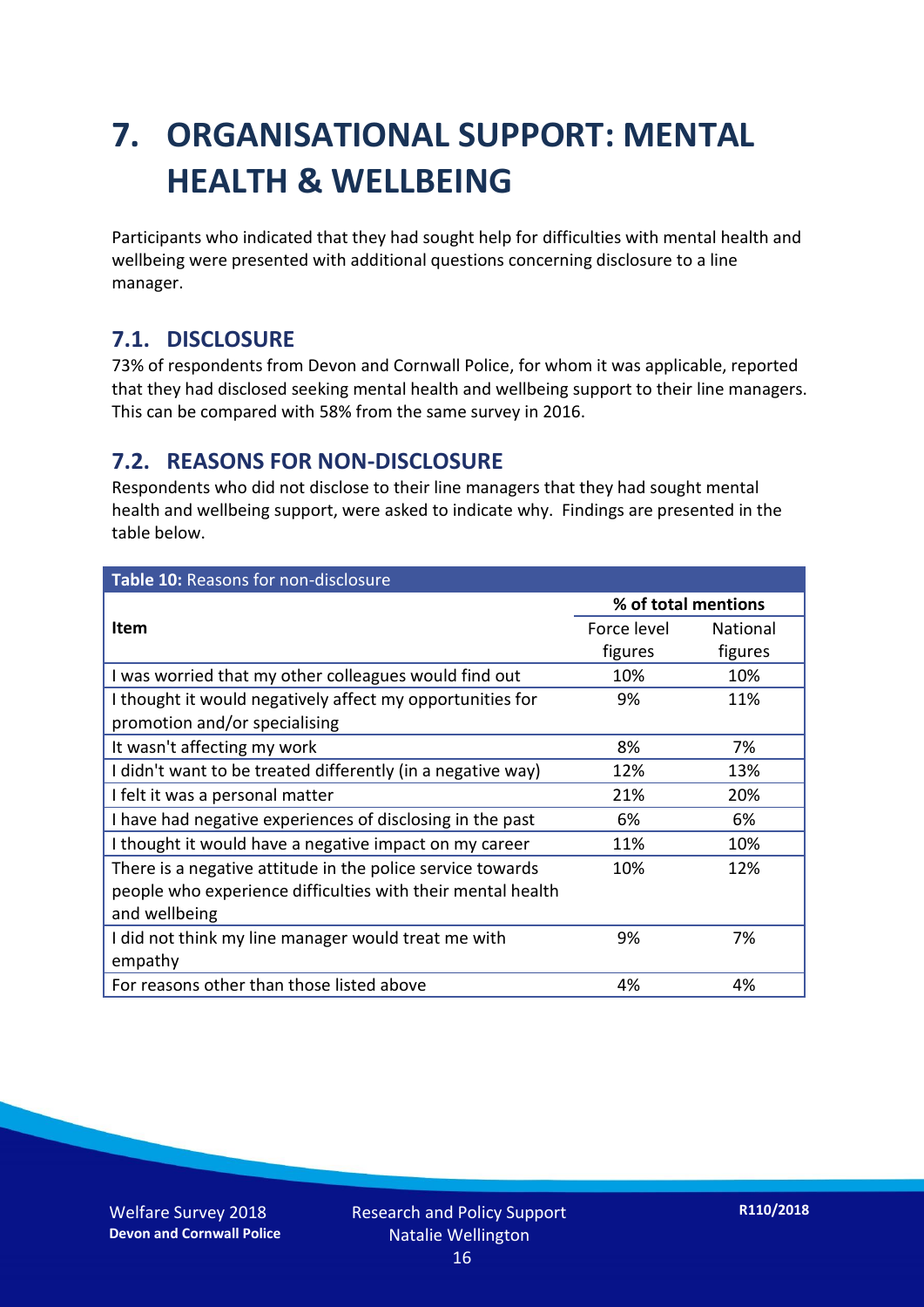# 7. ORGANISATIONAL SUPPORT: MENTAL HEALTH & WELLBEING

Participants who indicated that they had sought help for difficulties with mental health and wellbeing were presented with additional questions concerning disclosure to a line manager.

## 7.1. DISCLOSURE

73% of respondents from Devon and Cornwall Police, for whom it was applicable, reported that they had disclosed seeking mental health and wellbeing support to their line managers. This can be compared with 58% from the same survey in 2016.

## 7.2. REASONS FOR NON-DISCLOSURE

Respondents who did not disclose to their line managers that they had sought mental health and wellbeing support, were asked to indicate why. Findings are presented in the table below.

**Table 10:** Reasons for non-disclosure

| Item | % of total mentions | |
|---|---|---|
| | Force level figures | National figures |
| I was worried that my other colleagues would find out | 10% | 10% |
| I thought it would negatively affect my opportunities for promotion and/or specialising | 9% | 11% |
| It wasn't affecting my work | 8% | 7% |
| I didn't want to be treated differently (in a negative way) | 12% | 13% |
| I felt it was a personal matter | 21% | 20% |
| I have had negative experiences of disclosing in the past | 6% | 6% |
| I thought it would have a negative impact on my career | 11% | 10% |
| There is a negative attitude in the police service towards people who experience difficulties with their mental health and wellbeing | 10% | 12% |
| I did not think my line manager would treat me with empathy | 9% | 7% |
| For reasons other than those listed above | 4% | 4% |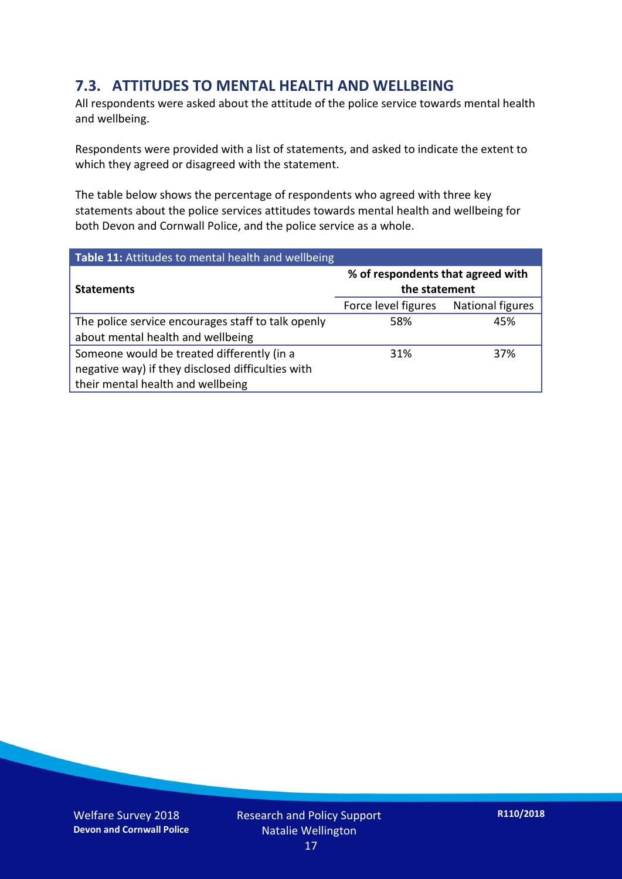## 7.3. ATTITUDES TO MENTAL HEALTH AND WELLBEING

All respondents were asked about the attitude of the police service towards mental health and wellbeing.

Respondents were provided with a list of statements, and asked to indicate the extent to which they agreed or disagreed with the statement.

The table below shows the percentage of respondents who agreed with three key statements about the police services attitudes towards mental health and wellbeing for both Devon and Cornwall Police, and the police service as a whole.

**Table 11:** Attitudes to mental health and wellbeing

| Statements | % of respondents that agreed with the statement | |
|---|---|---|
| | Force level figures | National figures |
| The police service encourages staff to talk openly about mental health and wellbeing | 58% | 45% |
| Someone would be treated differently (in a negative way) if they disclosed difficulties with their mental health and wellbeing | 31% | 37% |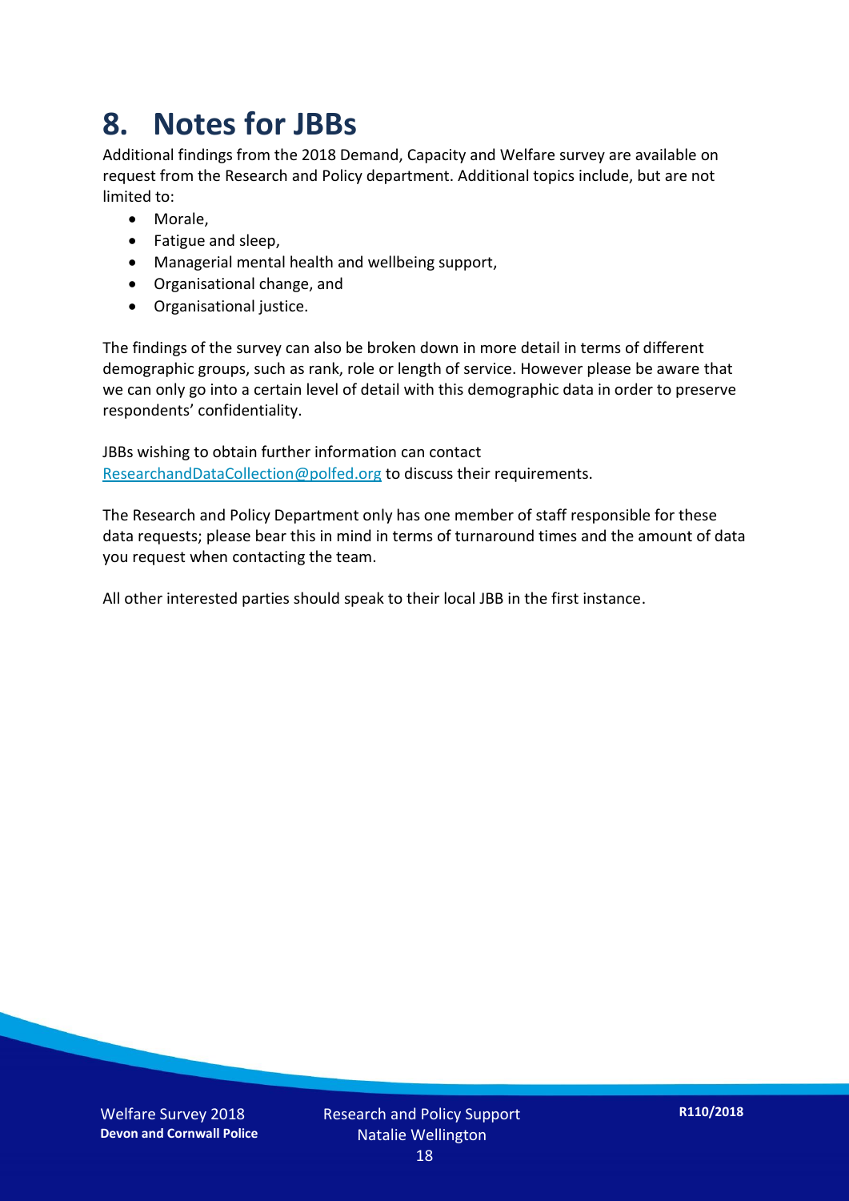# 8. Notes for JBBs

Additional findings from the 2018 Demand, Capacity and Welfare survey are available on request from the Research and Policy department. Additional topics include, but are not limited to:

- Morale,
- Fatigue and sleep,
- Managerial mental health and wellbeing support,
- Organisational change, and
- Organisational justice.

The findings of the survey can also be broken down in more detail in terms of different demographic groups, such as rank, role or length of service. However please be aware that we can only go into a certain level of detail with this demographic data in order to preserve respondents' confidentiality.

JBBs wishing to obtain further information can contact ResearchandDataCollection@polfed.org to discuss their requirements.

The Research and Policy Department only has one member of staff responsible for these data requests; please bear this in mind in terms of turnaround times and the amount of data you request when contacting the team.

All other interested parties should speak to their local JBB in the first instance.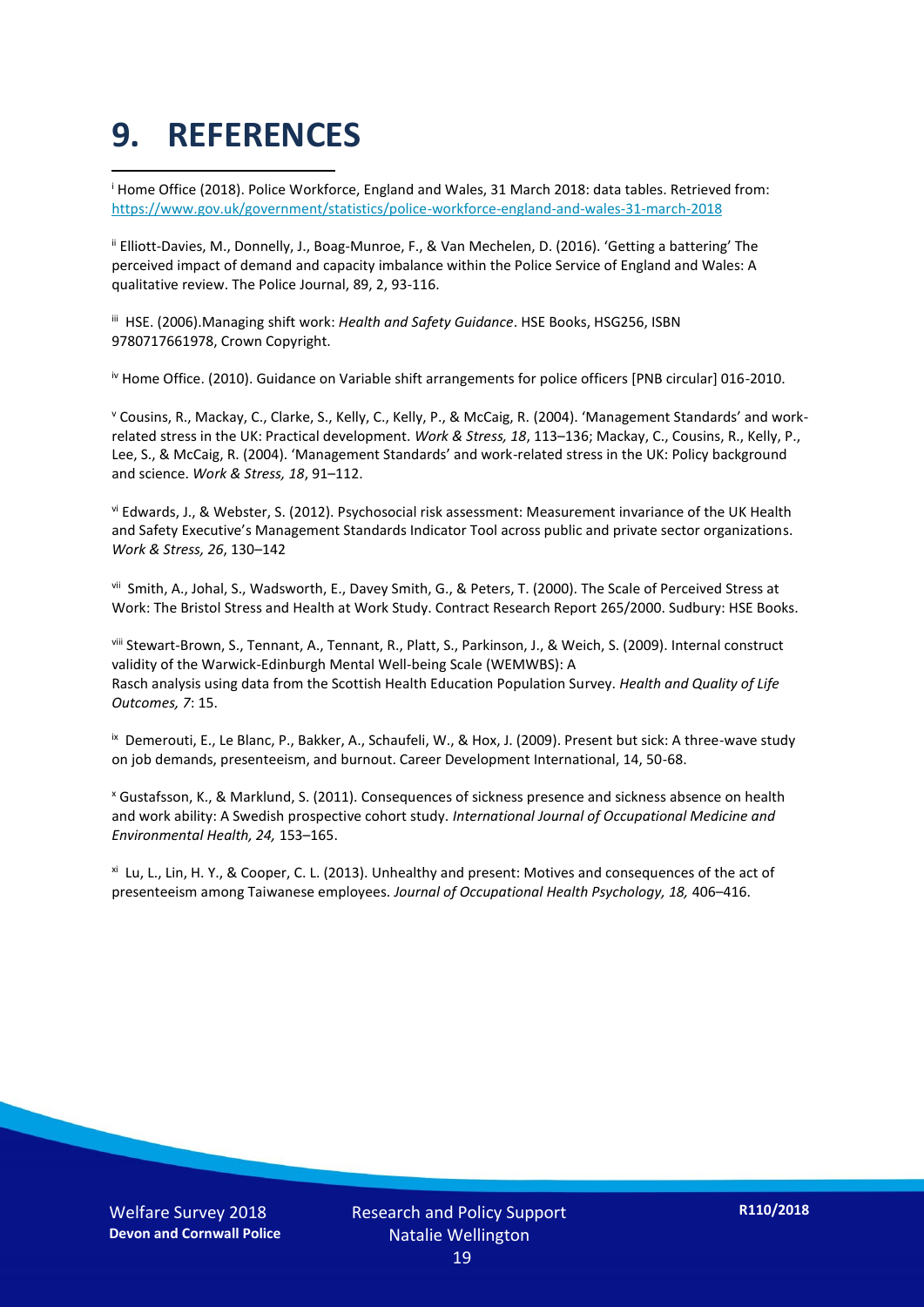# 9. REFERENCES

[i] Home Office (2018). Police Workforce, England and Wales, 31 March 2018: data tables. Retrieved from: https://www.gov.uk/government/statistics/police-workforce-england-and-wales-31-march-2018

[ii] Elliott-Davies, M., Donnelly, J., Boag-Munroe, F., & Van Mechelen, D. (2016). 'Getting a battering' The perceived impact of demand and capacity imbalance within the Police Service of England and Wales: A qualitative review. The Police Journal, 89, 2, 93-116.

[iii] HSE. (2006).Managing shift work: *Health and Safety Guidance*. HSE Books, HSG256, ISBN 9780717661978, Crown Copyright.

[iv] Home Office. (2010). Guidance on Variable shift arrangements for police officers [PNB circular] 016-2010.

[v] Cousins, R., Mackay, C., Clarke, S., Kelly, C., Kelly, P., & McCaig, R. (2004). 'Management Standards' and work-related stress in the UK: Practical development. *Work & Stress, 18*, 113–136; Mackay, C., Cousins, R., Kelly, P., Lee, S., & McCaig, R. (2004). 'Management Standards' and work-related stress in the UK: Policy background and science. *Work & Stress, 18*, 91–112.

[vi] Edwards, J., & Webster, S. (2012). Psychosocial risk assessment: Measurement invariance of the UK Health and Safety Executive's Management Standards Indicator Tool across public and private sector organizations. *Work & Stress, 26*, 130–142

[vii] Smith, A., Johal, S., Wadsworth, E., Davey Smith, G., & Peters, T. (2000). The Scale of Perceived Stress at Work: The Bristol Stress and Health at Work Study. Contract Research Report 265/2000. Sudbury: HSE Books.

[viii] Stewart-Brown, S., Tennant, A., Tennant, R., Platt, S., Parkinson, J., & Weich, S. (2009). Internal construct validity of the Warwick-Edinburgh Mental Well-being Scale (WEMWBS): A Rasch analysis using data from the Scottish Health Education Population Survey. *Health and Quality of Life Outcomes, 7*: 15.

[ix] Demerouti, E., Le Blanc, P., Bakker, A., Schaufeli, W., & Hox, J. (2009). Present but sick: A three-wave study on job demands, presenteeism, and burnout. Career Development International, 14, 50-68.

[x] Gustafsson, K., & Marklund, S. (2011). Consequences of sickness presence and sickness absence on health and work ability: A Swedish prospective cohort study. *International Journal of Occupational Medicine and Environmental Health, 24,* 153–165.

[xi] Lu, L., Lin, H. Y., & Cooper, C. L. (2013). Unhealthy and present: Motives and consequences of the act of presenteeism among Taiwanese employees. *Journal of Occupational Health Psychology, 18,* 406–416.